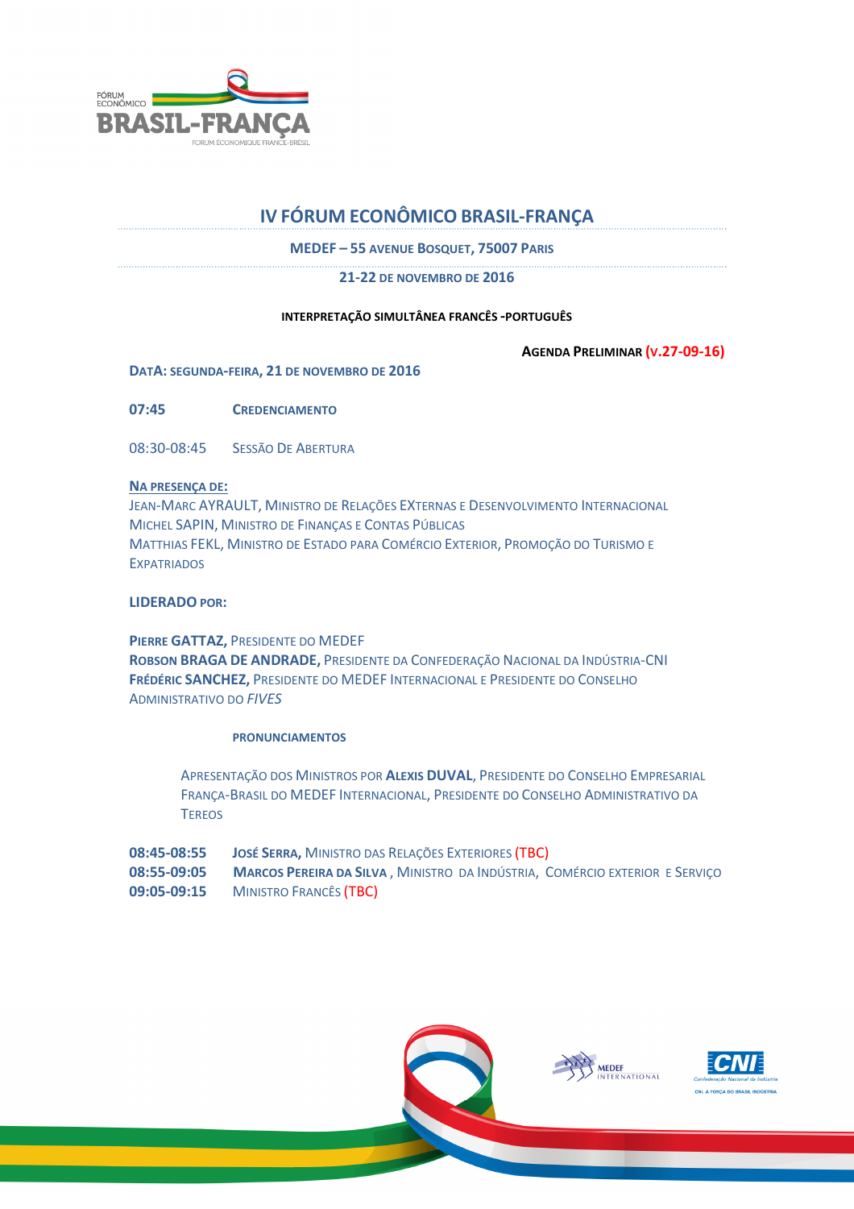# IV FÓRUM ECONÔMICO BRASIL-FRANÇA

**MEDEF – 55 AVENUE BOSQUET, 75007 PARIS**

**21-22 DE NOVEMBRO DE 2016**

**INTERPRETAÇÃO SIMULTÂNEA FRANCÊS -PORTUGUÊS**

**AGENDA PRELIMINAR (V.27-09-16)**

**DATA: SEGUNDA-FEIRA, 21 DE NOVEMBRO DE 2016**

**07:45** **CREDENCIAMENTO**

08:30-08:45 SESSÃO DE ABERTURA

**NA PRESENÇA DE:**

JEAN-MARC AYRAULT, MINISTRO DE RELAÇÕES EXTERNAS E DESENVOLVIMENTO INTERNACIONAL
MICHEL SAPIN, MINISTRO DE FINANÇAS E CONTAS PÚBLICAS
MATTHIAS FEKL, MINISTRO DE ESTADO PARA COMÉRCIO EXTERIOR, PROMOÇÃO DO TURISMO E EXPATRIADOS

**LIDERADO POR:**

**PIERRE GATTAZ,** PRESIDENTE DO MEDEF
**ROBSON BRAGA DE ANDRADE,** PRESIDENTE DA CONFEDERAÇÃO NACIONAL DA INDÚSTRIA-CNI
**FRÉDÉRIC SANCHEZ,** PRESIDENTE DO MEDEF INTERNACIONAL E PRESIDENTE DO CONSELHO ADMINISTRATIVO DO *FIVES*

**PRONUNCIAMENTOS**

APRESENTAÇÃO DOS MINISTROS POR **ALEXIS DUVAL**, PRESIDENTE DO CONSELHO EMPRESARIAL FRANÇA-BRASIL DO MEDEF INTERNACIONAL, PRESIDENTE DO CONSELHO ADMINISTRATIVO DA TEREOS

**08:45-08:55** **JOSÉ SERRA,** MINISTRO DAS RELAÇÕES EXTERIORES (TBC)
**08:55-09:05** **MARCOS PEREIRA DA SILVA** , MINISTRO DA INDÚSTRIA, COMÉRCIO EXTERIOR E SERVIÇO
**09:05-09:15** MINISTRO FRANCÊS (TBC)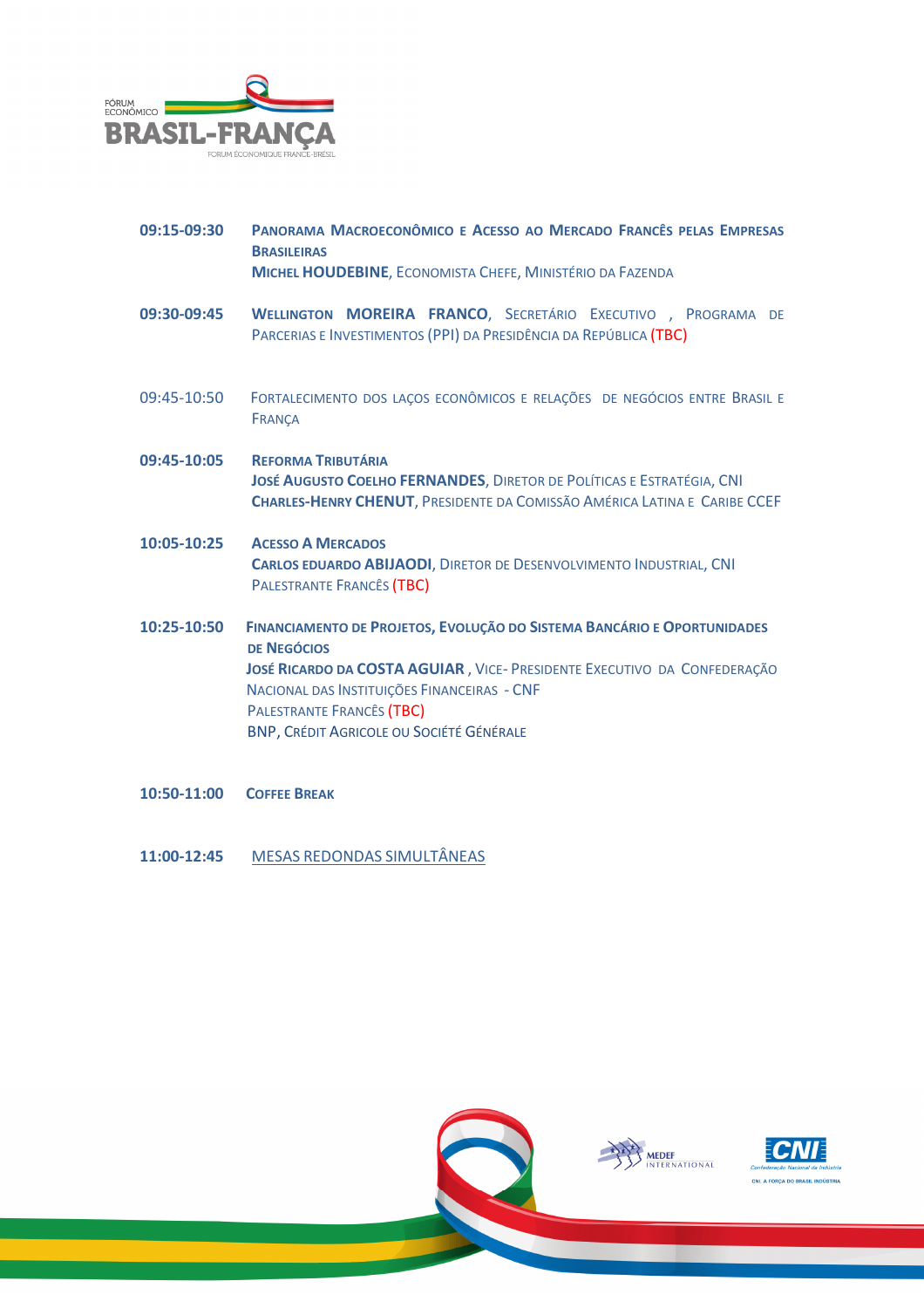**09:15-09:30** **Panorama Macroeconômico e Acesso ao Mercado Francês pelas Empresas Brasileiras**
**Michel HOUDEBINE**, Economista Chefe, Ministério da Fazenda

**09:30-09:45** **Wellington MOREIRA FRANCO**, Secretário Executivo , Programa de Parcerias e Investimentos (PPI) da Presidência da República (TBC)

09:45-10:50 Fortalecimento dos laços econômicos e relações de negócios entre Brasil e França

**09:45-10:05** **Reforma Tributária**
**José Augusto Coelho FERNANDES**, Diretor de Políticas e Estratégia, CNI
**Charles-Henry CHENUT**, Presidente da Comissão América Latina e Caribe CCEF

**10:05-10:25** **Acesso a Mercados**
**Carlos Eduardo ABIJAODI**, Diretor de Desenvolvimento Industrial, CNI
Palestrante Francês (TBC)

**10:25-10:50** **Financiamento de Projetos, Evolução do Sistema Bancário e Oportunidades de Negócios**
**José Ricardo da COSTA AGUIAR** , Vice- Presidente Executivo da Confederação Nacional das Instituições Financeiras - CNF
Palestrante Francês (TBC)
BNP, Crédit Agricole ou Société Générale

**10:50-11:00** **Coffee Break**

**11:00-12:45** Mesas Redondas Simultâneas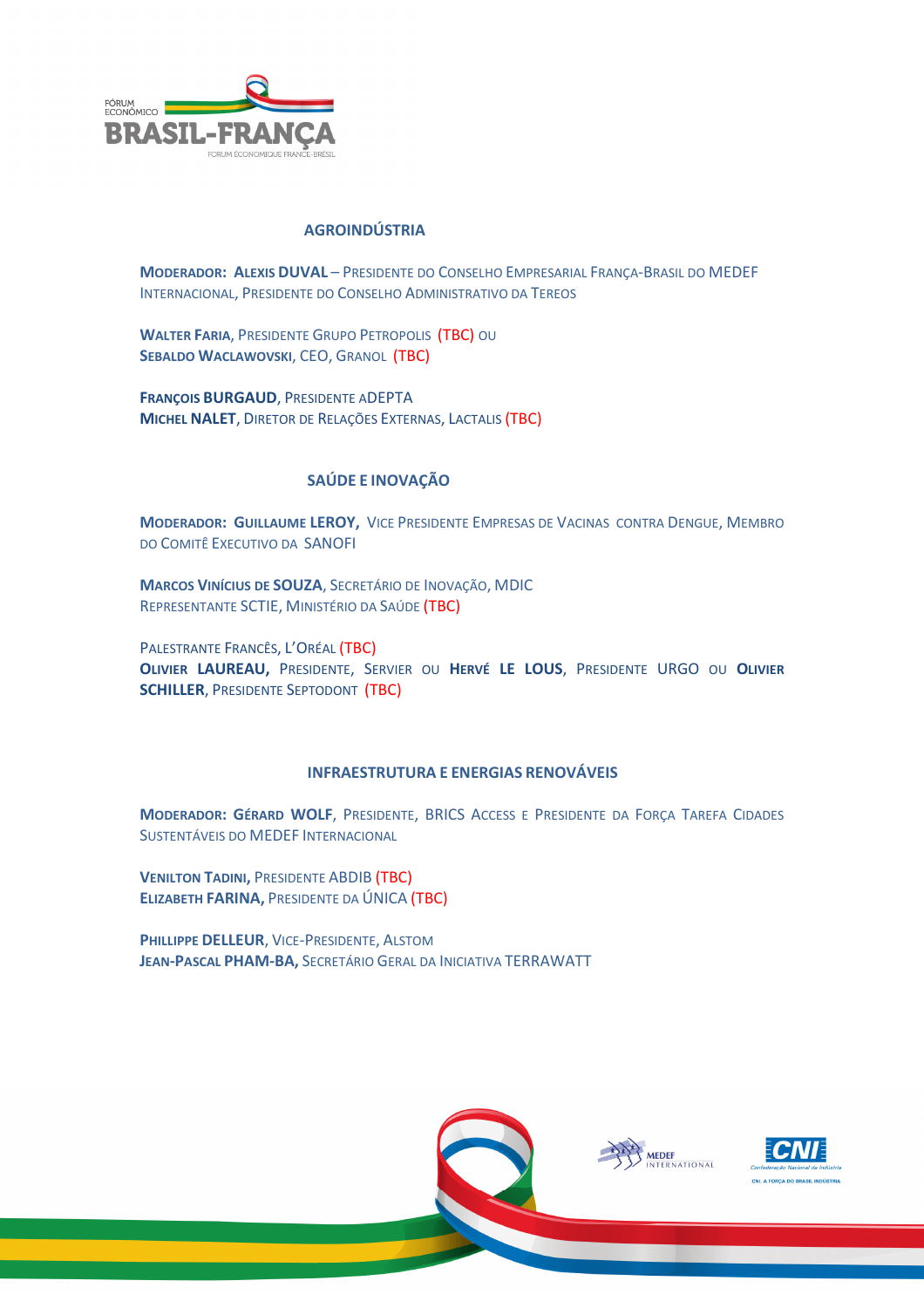## AGROINDÚSTRIA

**MODERADOR: ALEXIS DUVAL** – PRESIDENTE DO CONSELHO EMPRESARIAL FRANÇA-BRASIL DO MEDEF INTERNACIONAL, PRESIDENTE DO CONSELHO ADMINISTRATIVO DA TEREOS

**WALTER FARIA**, PRESIDENTE GRUPO PETROPOLIS (TBC) OU
**SEBALDO WACLAWOVSKI**, CEO, GRANOL (TBC)

**FRANÇOIS BURGAUD**, PRESIDENTE ADEPTA
**MICHEL NALET**, DIRETOR DE RELAÇÕES EXTERNAS, LACTALIS (TBC)

## SAÚDE E INOVAÇÃO

**MODERADOR: GUILLAUME LEROY,** VICE PRESIDENTE EMPRESAS DE VACINAS CONTRA DENGUE, MEMBRO DO COMITÊ EXECUTIVO DA SANOFI

**MARCOS VINÍCIUS DE SOUZA**, SECRETÁRIO DE INOVAÇÃO, MDIC
REPRESENTANTE SCTIE, MINISTÉRIO DA SAÚDE (TBC)

PALESTRANTE FRANCÊS, L'ORÉAL (TBC)
**OLIVIER LAUREAU,** PRESIDENTE, SERVIER OU **HERVÉ LE LOUS**, PRESIDENTE URGO OU **OLIVIER SCHILLER**, PRESIDENTE SEPTODONT (TBC)

## INFRAESTRUTURA E ENERGIAS RENOVÁVEIS

**MODERADOR: GÉRARD WOLF**, PRESIDENTE, BRICS ACCESS E PRESIDENTE DA FORÇA TAREFA CIDADES SUSTENTÁVEIS DO MEDEF INTERNACIONAL

**VENILTON TADINI,** PRESIDENTE ABDIB (TBC)
**ELIZABETH FARINA,** PRESIDENTE DA ÚNICA (TBC)

**PHILLIPPE DELLEUR**, VICE-PRESIDENTE, ALSTOM
**JEAN-PASCAL PHAM-BA,** SECRETÁRIO GERAL DA INICIATIVA TERRAWATT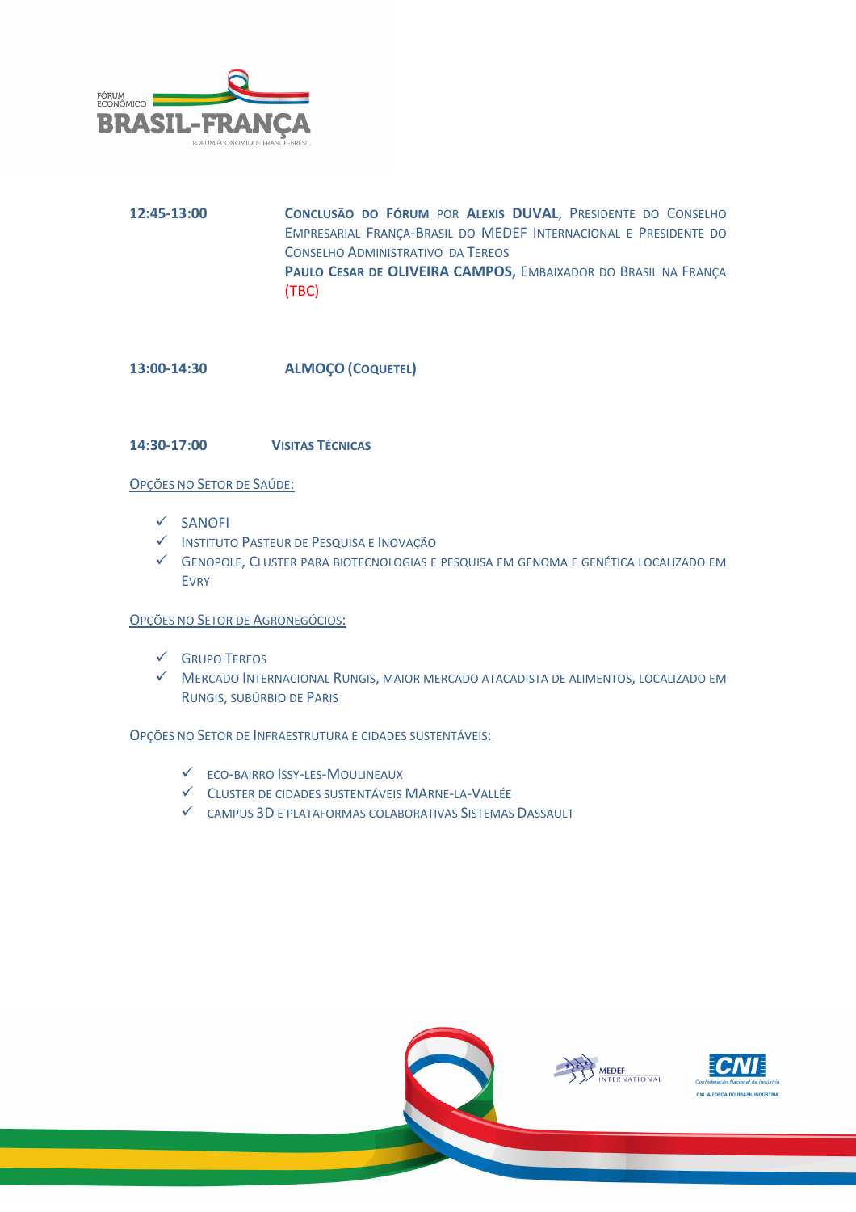**12:45-13:00** **Conclusão do Fórum por Alexis DUVAL**, Presidente do Conselho Empresarial França-Brasil do MEDEF Internacional e Presidente do Conselho Administrativo da Tereos
**Paulo Cesar de OLIVEIRA CAMPOS,** Embaixador do Brasil na França (TBC)

**13:00-14:30** **ALMOÇO (Coquetel)**

**14:30-17:00** **Visitas Técnicas**

Opções no Setor de Saúde:

- ✓ SANOFI
- ✓ Instituto Pasteur de Pesquisa e Inovação
- ✓ Genopole, cluster para biotecnologias e pesquisa em genoma e genética localizado em Evry

Opções no Setor de Agronegócios:

- ✓ Grupo Tereos
- ✓ Mercado Internacional Rungis, maior mercado atacadista de alimentos, localizado em Rungis, subúrbio de Paris

Opções no Setor de Infraestrutura e cidades sustentáveis:

- ✓ Eco-bairro Issy-les-Moulineaux
- ✓ Cluster de cidades sustentáveis Marne-la-Vallée
- ✓ Campus 3D e plataformas colaborativas Sistemas Dassault